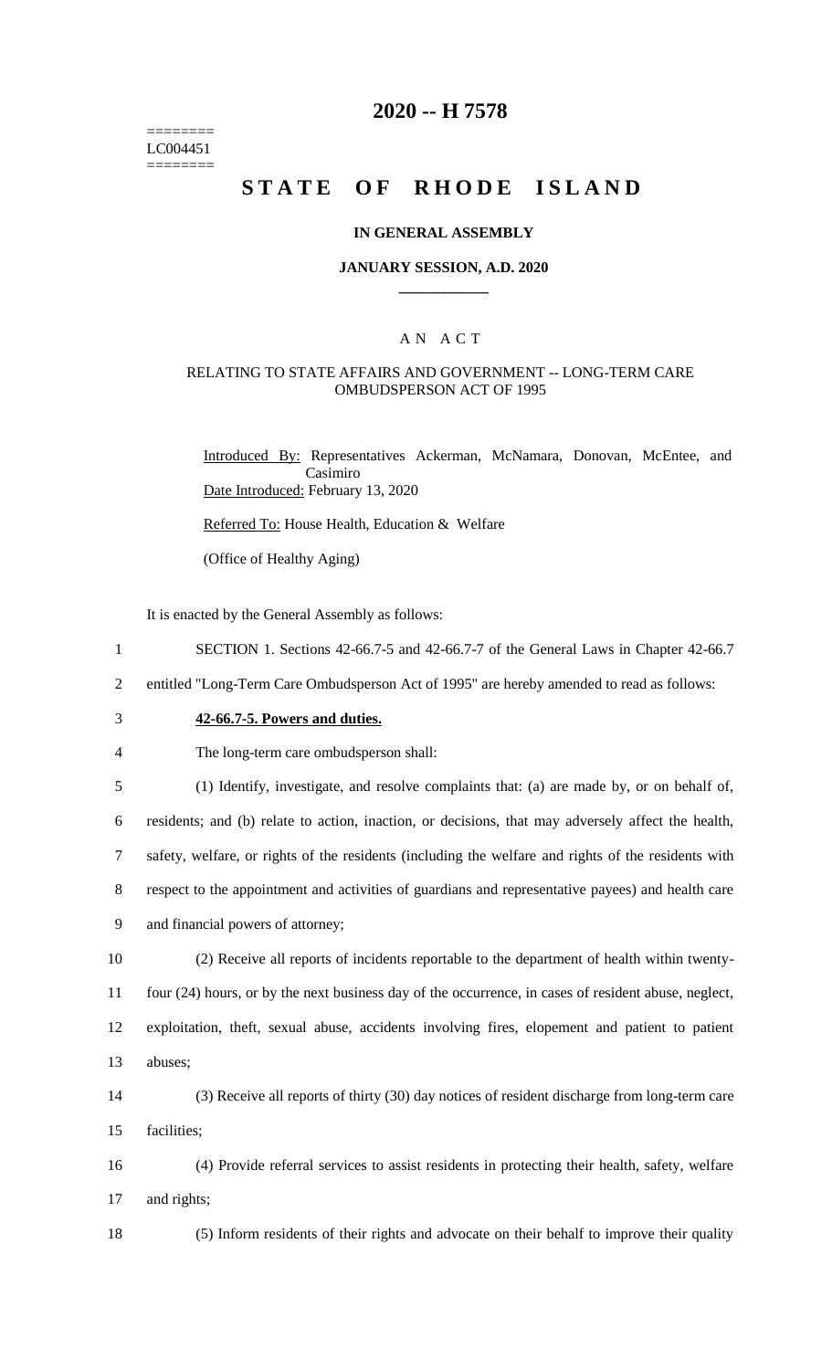========
LC004451
========

# 2020 -- H 7578

## STATE OF RHODE ISLAND

### IN GENERAL ASSEMBLY

### JANUARY SESSION, A.D. 2020

A N A C T

RELATING TO STATE AFFAIRS AND GOVERNMENT -- LONG-TERM CARE OMBUDSPERSON ACT OF 1995

Introduced By: Representatives Ackerman, McNamara, Donovan, McEntee, and Casimiro

Date Introduced: February 13, 2020

Referred To: House Health, Education & Welfare

(Office of Healthy Aging)

It is enacted by the General Assembly as follows:

1 SECTION 1. Sections 42-66.7-5 and 42-66.7-7 of the General Laws in Chapter 42-66.7
2 entitled "Long-Term Care Ombudsperson Act of 1995" are hereby amended to read as follows:

3 **42-66.7-5. Powers and duties.**

4 The long-term care ombudsperson shall:

5 (1) Identify, investigate, and resolve complaints that: (a) are made by, or on behalf of,
6 residents; and (b) relate to action, inaction, or decisions, that may adversely affect the health,
7 safety, welfare, or rights of the residents (including the welfare and rights of the residents with
8 respect to the appointment and activities of guardians and representative payees) and health care
9 and financial powers of attorney;

10 (2) Receive all reports of incidents reportable to the department of health within twenty-
11 four (24) hours, or by the next business day of the occurrence, in cases of resident abuse, neglect,
12 exploitation, theft, sexual abuse, accidents involving fires, elopement and patient to patient
13 abuses;

14 (3) Receive all reports of thirty (30) day notices of resident discharge from long-term care
15 facilities;

16 (4) Provide referral services to assist residents in protecting their health, safety, welfare
17 and rights;

18 (5) Inform residents of their rights and advocate on their behalf to improve their quality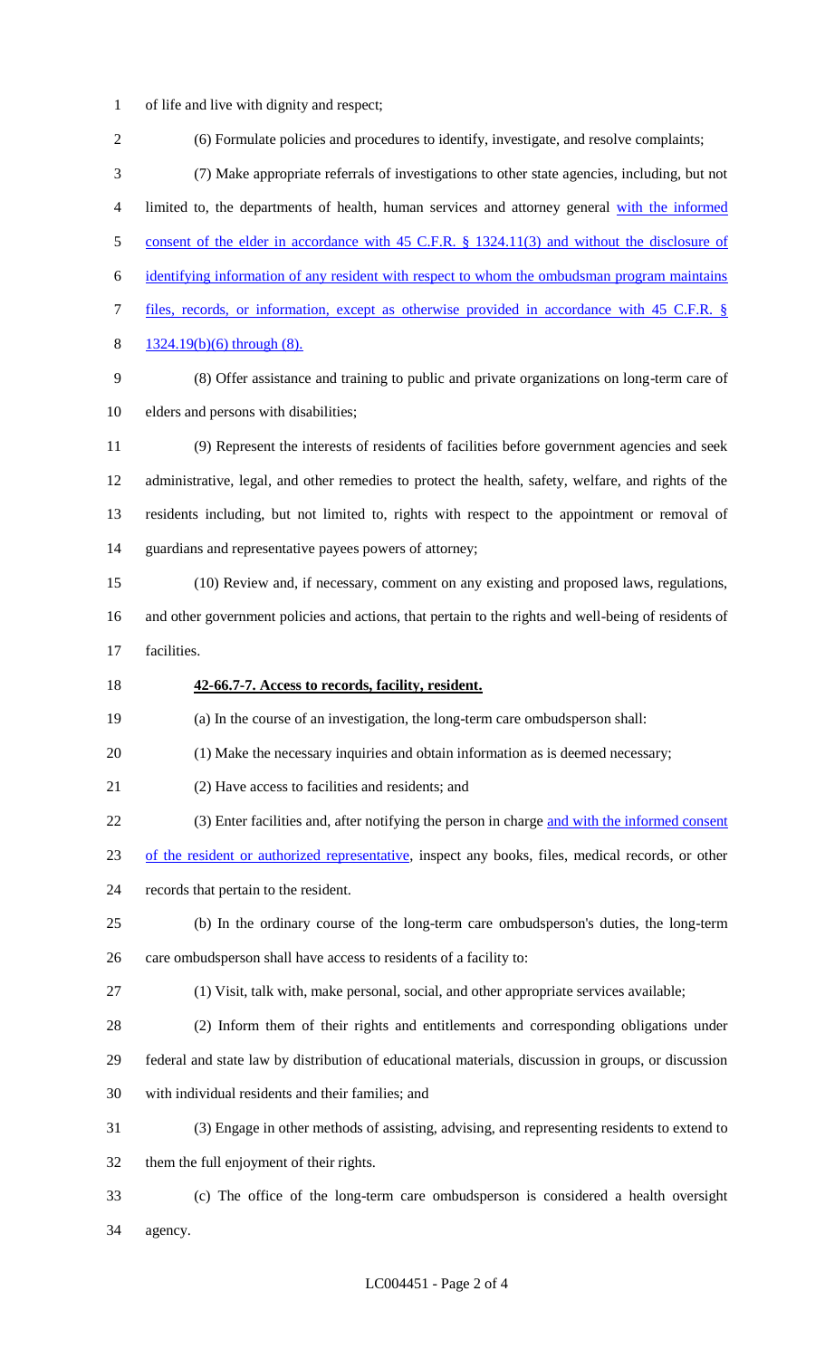of life and live with dignity and respect;

(6) Formulate policies and procedures to identify, investigate, and resolve complaints;

(7) Make appropriate referrals of investigations to other state agencies, including, but not limited to, the departments of health, human services and attorney general with the informed consent of the elder in accordance with 45 C.F.R. § 1324.11(3) and without the disclosure of identifying information of any resident with respect to whom the ombudsman program maintains files, records, or information, except as otherwise provided in accordance with 45 C.F.R. § 1324.19(b)(6) through (8).

(8) Offer assistance and training to public and private organizations on long-term care of elders and persons with disabilities;

(9) Represent the interests of residents of facilities before government agencies and seek administrative, legal, and other remedies to protect the health, safety, welfare, and rights of the residents including, but not limited to, rights with respect to the appointment or removal of guardians and representative payees powers of attorney;

(10) Review and, if necessary, comment on any existing and proposed laws, regulations, and other government policies and actions, that pertain to the rights and well-being of residents of facilities.

**42-66.7-7. Access to records, facility, resident.**

(a) In the course of an investigation, the long-term care ombudsperson shall:

(1) Make the necessary inquiries and obtain information as is deemed necessary;

(2) Have access to facilities and residents; and

(3) Enter facilities and, after notifying the person in charge and with the informed consent of the resident or authorized representative, inspect any books, files, medical records, or other records that pertain to the resident.

(b) In the ordinary course of the long-term care ombudsperson's duties, the long-term care ombudsperson shall have access to residents of a facility to:

(1) Visit, talk with, make personal, social, and other appropriate services available;

(2) Inform them of their rights and entitlements and corresponding obligations under federal and state law by distribution of educational materials, discussion in groups, or discussion with individual residents and their families; and

(3) Engage in other methods of assisting, advising, and representing residents to extend to them the full enjoyment of their rights.

(c) The office of the long-term care ombudsperson is considered a health oversight agency.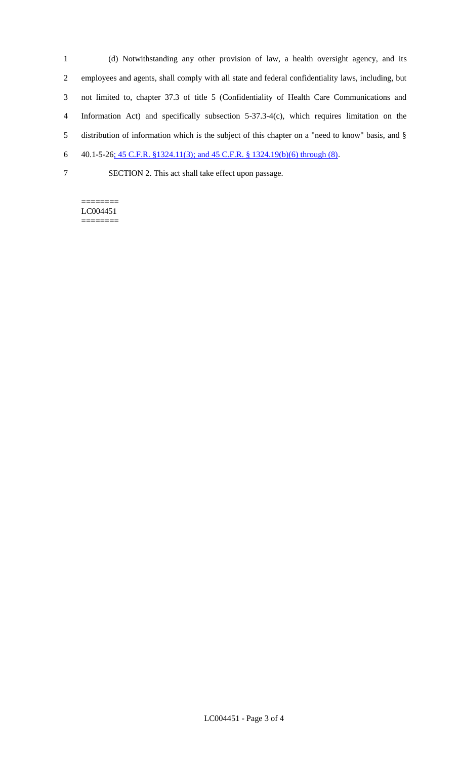(d) Notwithstanding any other provision of law, a health oversight agency, and its employees and agents, shall comply with all state and federal confidentiality laws, including, but not limited to, chapter 37.3 of title 5 (Confidentiality of Health Care Communications and Information Act) and specifically subsection 5-37.3-4(c), which requires limitation on the distribution of information which is the subject of this chapter on a "need to know" basis, and § 40.1-5-26; 45 C.F.R. §1324.11(3); and 45 C.F.R. § 1324.19(b)(6) through (8).

SECTION 2. This act shall take effect upon passage.

========
LC004451
========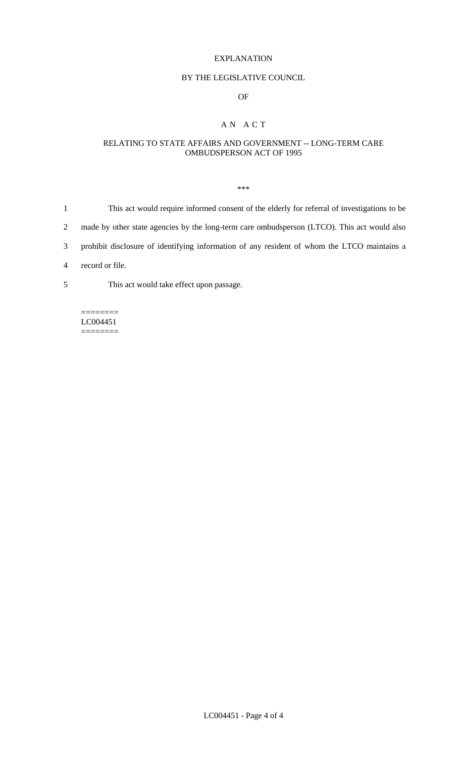EXPLANATION

BY THE LEGISLATIVE COUNCIL

OF

A N A C T

RELATING TO STATE AFFAIRS AND GOVERNMENT -- LONG-TERM CARE OMBUDSPERSON ACT OF 1995

\*\*\*

1 This act would require informed consent of the elderly for referral of investigations to be
2 made by other state agencies by the long-term care ombudsperson (LTCO). This act would also
3 prohibit disclosure of identifying information of any resident of whom the LTCO maintains a
4 record or file.
5 This act would take effect upon passage.

========
LC004451
========